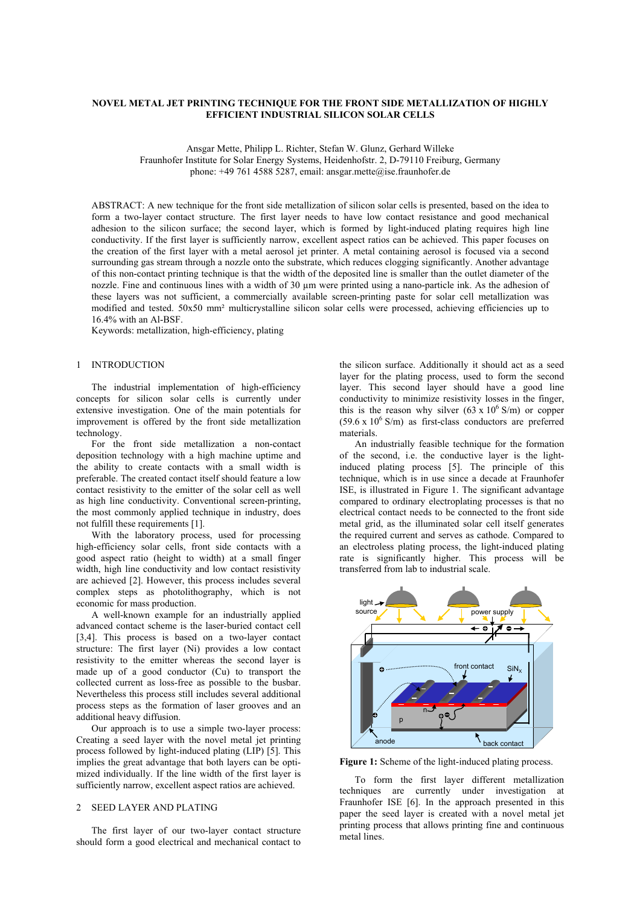# NOVEL METAL JET PRINTING TECHNIQUE FOR THE FRONT SIDE METALLIZATION OF HIGHLY EFFICIENT INDUSTRIAL SILICON SOLAR CELLS

Ansgar Mette, Philipp L. Richter, Stefan W. Glunz, Gerhard Willeke
Fraunhofer Institute for Solar Energy Systems, Heidenhofstr. 2, D-79110 Freiburg, Germany
phone: +49 761 4588 5287, email: ansgar.mette@ise.fraunhofer.de

ABSTRACT: A new technique for the front side metallization of silicon solar cells is presented, based on the idea to form a two-layer contact structure. The first layer needs to have low contact resistance and good mechanical adhesion to the silicon surface; the second layer, which is formed by light-induced plating requires high line conductivity. If the first layer is sufficiently narrow, excellent aspect ratios can be achieved. This paper focuses on the creation of the first layer with a metal aerosol jet printer. A metal containing aerosol is focused via a second surrounding gas stream through a nozzle onto the substrate, which reduces clogging significantly. Another advantage of this non-contact printing technique is that the width of the deposited line is smaller than the outlet diameter of the nozzle. Fine and continuous lines with a width of 30 µm were printed using a nano-particle ink. As the adhesion of these layers was not sufficient, a commercially available screen-printing paste for solar cell metallization was modified and tested. 50x50 mm² multicrystalline silicon solar cells were processed, achieving efficiencies up to 16.4% with an Al-BSF.

Keywords: metallization, high-efficiency, plating

## 1 INTRODUCTION

The industrial implementation of high-efficiency concepts for silicon solar cells is currently under extensive investigation. One of the main potentials for improvement is offered by the front side metallization technology.

For the front side metallization a non-contact deposition technology with a high machine uptime and the ability to create contacts with a small width is preferable. The created contact itself should feature a low contact resistivity to the emitter of the solar cell as well as high line conductivity. Conventional screen-printing, the most commonly applied technique in industry, does not fulfill these requirements [1].

With the laboratory process, used for processing high-efficiency solar cells, front side contacts with a good aspect ratio (height to width) at a small finger width, high line conductivity and low contact resistivity are achieved [2]. However, this process includes several complex steps as photolithography, which is not economic for mass production.

A well-known example for an industrially applied advanced contact scheme is the laser-buried contact cell [3,4]. This process is based on a two-layer contact structure: The first layer (Ni) provides a low contact resistivity to the emitter whereas the second layer is made up of a good conductor (Cu) to transport the collected current as loss-free as possible to the busbar. Nevertheless this process still includes several additional process steps as the formation of laser grooves and an additional heavy diffusion.

Our approach is to use a simple two-layer process: Creating a seed layer with the novel metal jet printing process followed by light-induced plating (LIP) [5]. This implies the great advantage that both layers can be optimized individually. If the line width of the first layer is sufficiently narrow, excellent aspect ratios are achieved.

## 2 SEED LAYER AND PLATING

The first layer of our two-layer contact structure should form a good electrical and mechanical contact to the silicon surface. Additionally it should act as a seed layer for the plating process, used to form the second layer. This second layer should have a good line conductivity to minimize resistivity losses in the finger, this is the reason why silver ($63 \times 10^6$ S/m) or copper ($59.6 \times 10^6$ S/m) as first-class conductors are preferred materials.

An industrially feasible technique for the formation of the second, i.e. the conductive layer is the light-induced plating process [5]. The principle of this technique, which is in use since a decade at Fraunhofer ISE, is illustrated in Figure 1. The significant advantage compared to ordinary electroplating processes is that no electrical contact needs to be connected to the front side metal grid, as the illuminated solar cell itself generates the required current and serves as cathode. Compared to an electroless plating process, the light-induced plating rate is significantly higher. This process will be transferred from lab to industrial scale.

**Figure 1:** Scheme of the light-induced plating process.

To form the first layer different metallization techniques are currently under investigation at Fraunhofer ISE [6]. In the approach presented in this paper the seed layer is created with a novel metal jet printing process that allows printing fine and continuous metal lines.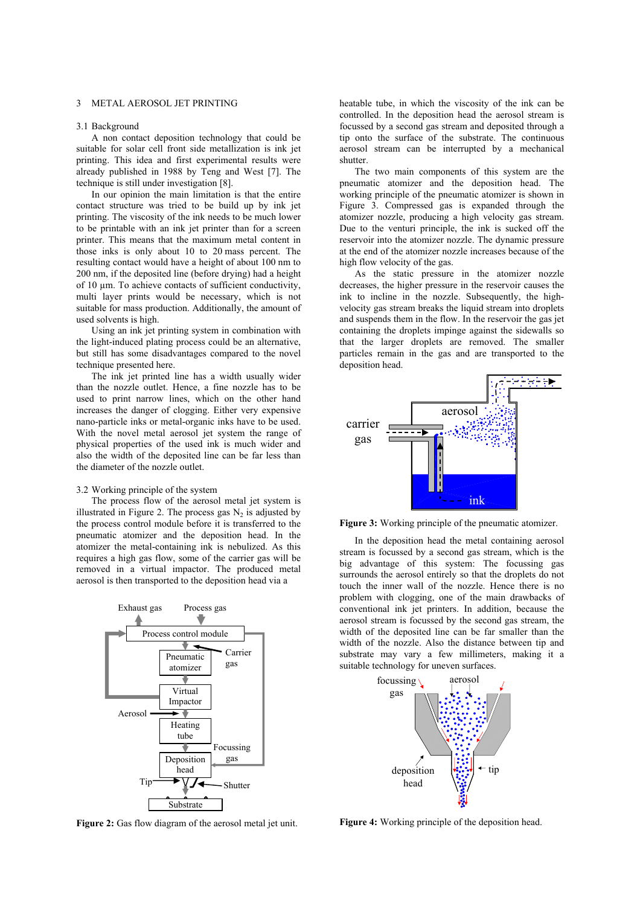## 3 METAL AEROSOL JET PRINTING

### 3.1 Background

A non contact deposition technology that could be suitable for solar cell front side metallization is ink jet printing. This idea and first experimental results were already published in 1988 by Teng and West [7]. The technique is still under investigation [8].

In our opinion the main limitation is that the entire contact structure was tried to be build up by ink jet printing. The viscosity of the ink needs to be much lower to be printable with an ink jet printer than for a screen printer. This means that the maximum metal content in those inks is only about 10 to 20 mass percent. The resulting contact would have a height of about 100 nm to 200 nm, if the deposited line (before drying) had a height of 10 µm. To achieve contacts of sufficient conductivity, multi layer prints would be necessary, which is not suitable for mass production. Additionally, the amount of used solvents is high.

Using an ink jet printing system in combination with the light-induced plating process could be an alternative, but still has some disadvantages compared to the novel technique presented here.

The ink jet printed line has a width usually wider than the nozzle outlet. Hence, a fine nozzle has to be used to print narrow lines, which on the other hand increases the danger of clogging. Either very expensive nano-particle inks or metal-organic inks have to be used. With the novel metal aerosol jet system the range of physical properties of the used ink is much wider and also the width of the deposited line can be far less than the diameter of the nozzle outlet.

### 3.2 Working principle of the system

The process flow of the aerosol metal jet system is illustrated in Figure 2. The process gas $N_2$ is adjusted by the process control module before it is transferred to the pneumatic atomizer and the deposition head. In the atomizer the metal-containing ink is nebulized. As this requires a high gas flow, some of the carrier gas will be removed in a virtual impactor. The produced metal aerosol is then transported to the deposition head via a heatable tube, in which the viscosity of the ink can be controlled. In the deposition head the aerosol stream is focussed by a second gas stream and deposited through a tip onto the surface of the substrate. The continuous aerosol stream can be interrupted by a mechanical shutter.

Exhaust gas Process gas Process control module Pneumatic atomizer Carrier gas Virtual Impactor Aerosol Heating tube Focussing gas Deposition head Tip Shutter Substrate

**Figure 2:** Gas flow diagram of the aerosol metal jet unit.

The two main components of this system are the pneumatic atomizer and the deposition head. The working principle of the pneumatic atomizer is shown in Figure 3. Compressed gas is expanded through the atomizer nozzle, producing a high velocity gas stream. Due to the venturi principle, the ink is sucked off the reservoir into the atomizer nozzle. The dynamic pressure at the end of the atomizer nozzle increases because of the high flow velocity of the gas.

As the static pressure in the atomizer nozzle decreases, the higher pressure in the reservoir causes the ink to incline in the nozzle. Subsequently, the high-velocity gas stream breaks the liquid stream into droplets and suspends them in the flow. In the reservoir the gas jet containing the droplets impinge against the sidewalls so that the larger droplets are removed. The smaller particles remain in the gas and are transported to the deposition head.

carrier gas aerosol ink

**Figure 3:** Working principle of the pneumatic atomizer.

In the deposition head the metal containing aerosol stream is focussed by a second gas stream, which is the big advantage of this system: The focussing gas surrounds the aerosol entirely so that the droplets do not touch the inner wall of the nozzle. Hence there is no problem with clogging, one of the main drawbacks of conventional ink jet printers. In addition, because the aerosol stream is focussed by the second gas stream, the width of the deposited line can be far smaller than the width of the nozzle. Also the distance between tip and substrate may vary a few millimeters, making it a suitable technology for uneven surfaces.

focussing gas aerosol deposition head tip

**Figure 4:** Working principle of the deposition head.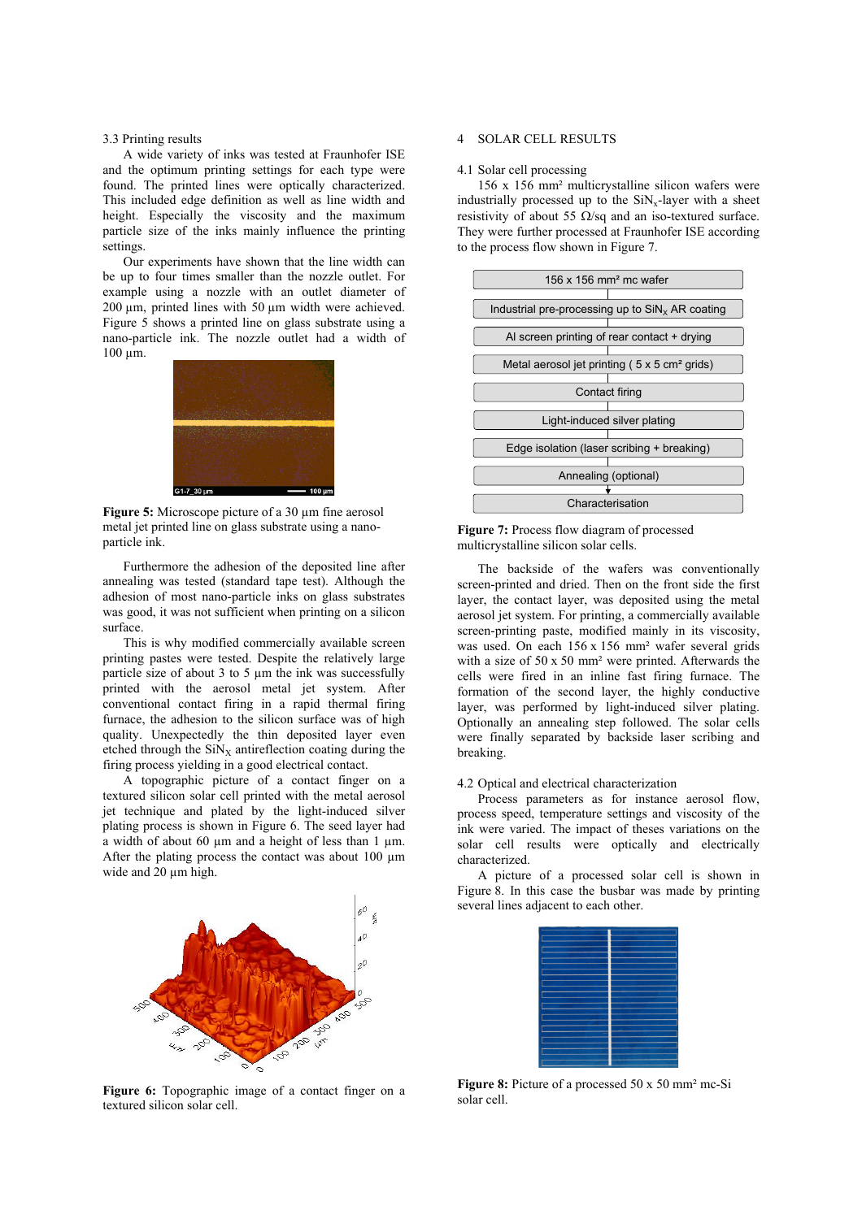3.3 Printing results

A wide variety of inks was tested at Fraunhofer ISE and the optimum printing settings for each type were found. The printed lines were optically characterized. This included edge definition as well as line width and height. Especially the viscosity and the maximum particle size of the inks mainly influence the printing settings.

Our experiments have shown that the line width can be up to four times smaller than the nozzle outlet. For example using a nozzle with an outlet diameter of 200 µm, printed lines with 50 µm width were achieved. Figure 5 shows a printed line on glass substrate using a nano-particle ink. The nozzle outlet had a width of 100 µm.

**Figure 5:** Microscope picture of a 30 µm fine aerosol metal jet printed line on glass substrate using a nano-particle ink.

Furthermore the adhesion of the deposited line after annealing was tested (standard tape test). Although the adhesion of most nano-particle inks on glass substrates was good, it was not sufficient when printing on a silicon surface.

This is why modified commercially available screen printing pastes were tested. Despite the relatively large particle size of about 3 to 5 µm the ink was successfully printed with the aerosol metal jet system. After conventional contact firing in a rapid thermal firing furnace, the adhesion to the silicon surface was of high quality. Unexpectedly the thin deposited layer even etched through the $SiN_X$ antireflection coating during the firing process yielding in a good electrical contact.

A topographic picture of a contact finger on a textured silicon solar cell printed with the metal aerosol jet technique and plated by the light-induced silver plating process is shown in Figure 6. The seed layer had a width of about 60 µm and a height of less than 1 µm. After the plating process the contact was about 100 µm wide and 20 µm high.

**Figure 6:** Topographic image of a contact finger on a textured silicon solar cell.

## 4 SOLAR CELL RESULTS

4.1 Solar cell processing

156 x 156 mm² multicrystalline silicon wafers were industrially processed up to the $SiN_x$-layer with a sheet resistivity of about 55 Ω/sq and an iso-textured surface. They were further processed at Fraunhofer ISE according to the process flow shown in Figure 7.

- 156 x 156 mm² mc wafer
- Industrial pre-processing up to $SiN_X$ AR coating
- Al screen printing of rear contact + drying
- Metal aerosol jet printing ( 5 x 5 cm² grids)
- Contact firing
- Light-induced silver plating
- Edge isolation (laser scribing + breaking)
- Annealing (optional)
- Characterisation

**Figure 7:** Process flow diagram of processed multicrystalline silicon solar cells.

The backside of the wafers was conventionally screen-printed and dried. Then on the front side the first layer, the contact layer, was deposited using the metal aerosol jet system. For printing, a commercially available screen-printing paste, modified mainly in its viscosity, was used. On each 156 x 156 mm² wafer several grids with a size of 50 x 50 mm² were printed. Afterwards the cells were fired in an inline fast firing furnace. The formation of the second layer, the highly conductive layer, was performed by light-induced silver plating. Optionally an annealing step followed. The solar cells were finally separated by backside laser scribing and breaking.

4.2 Optical and electrical characterization

Process parameters as for instance aerosol flow, process speed, temperature settings and viscosity of the ink were varied. The impact of theses variations on the solar cell results were optically and electrically characterized.

A picture of a processed solar cell is shown in Figure 8. In this case the busbar was made by printing several lines adjacent to each other.

**Figure 8:** Picture of a processed 50 x 50 mm² mc-Si solar cell.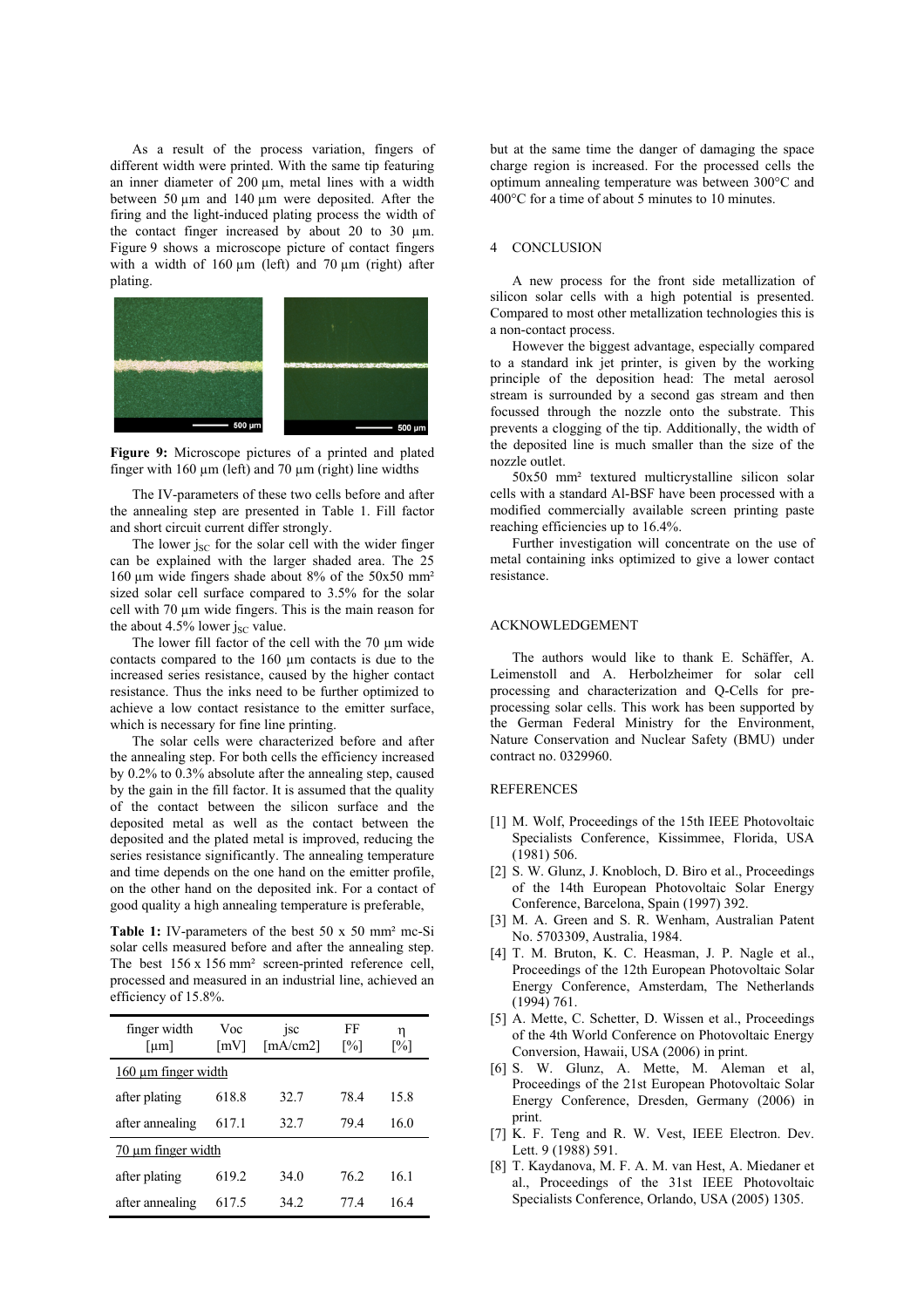As a result of the process variation, fingers of different width were printed. With the same tip featuring an inner diameter of 200 µm, metal lines with a width between 50 µm and 140 µm were deposited. After the firing and the light-induced plating process the width of the contact finger increased by about 20 to 30 µm. Figure 9 shows a microscope picture of contact fingers with a width of 160 µm (left) and 70 µm (right) after plating.

500 µm

500 µm

**Figure 9:** Microscope pictures of a printed and plated finger with 160 µm (left) and 70 µm (right) line widths

The IV-parameters of these two cells before and after the annealing step are presented in Table 1. Fill factor and short circuit current differ strongly.

The lower $j_{SC}$ for the solar cell with the wider finger can be explained with the larger shaded area. The 25 160 µm wide fingers shade about 8% of the 50x50 mm² sized solar cell surface compared to 3.5% for the solar cell with 70 µm wide fingers. This is the main reason for the about 4.5% lower $j_{SC}$ value.

The lower fill factor of the cell with the 70 µm wide contacts compared to the 160 µm contacts is due to the increased series resistance, caused by the higher contact resistance. Thus the inks need to be further optimized to achieve a low contact resistance to the emitter surface, which is necessary for fine line printing.

The solar cells were characterized before and after the annealing step. For both cells the efficiency increased by 0.2% to 0.3% absolute after the annealing step, caused by the gain in the fill factor. It is assumed that the quality of the contact between the silicon surface and the deposited metal as well as the contact between the deposited and the plated metal is improved, reducing the series resistance significantly. The annealing temperature and time depends on the one hand on the emitter profile, on the other hand on the deposited ink. For a contact of good quality a high annealing temperature is preferable, but at the same time the danger of damaging the space charge region is increased. For the processed cells the optimum annealing temperature was between 300°C and 400°C for a time of about 5 minutes to 10 minutes.

**Table 1:** IV-parameters of the best 50 x 50 mm² mc-Si solar cells measured before and after the annealing step. The best 156 x 156 mm² screen-printed reference cell, processed and measured in an industrial line, achieved an efficiency of 15.8%.

| finger width [µm] | Voc [mV] | jsc [mA/cm2] | FF [%] | η [%] |
|---|---|---|---|---|
| 160 µm finger width | | | | |
| after plating | 618.8 | 32.7 | 78.4 | 15.8 |
| after annealing | 617.1 | 32.7 | 79.4 | 16.0 |
| 70 µm finger width | | | | |
| after plating | 619.2 | 34.0 | 76.2 | 16.1 |
| after annealing | 617.5 | 34.2 | 77.4 | 16.4 |

## 4 CONCLUSION

A new process for the front side metallization of silicon solar cells with a high potential is presented. Compared to most other metallization technologies this is a non-contact process.

However the biggest advantage, especially compared to a standard ink jet printer, is given by the working principle of the deposition head: The metal aerosol stream is surrounded by a second gas stream and then focussed through the nozzle onto the substrate. This prevents a clogging of the tip. Additionally, the width of the deposited line is much smaller than the size of the nozzle outlet.

50x50 mm² textured multicrystalline silicon solar cells with a standard Al-BSF have been processed with a modified commercially available screen printing paste reaching efficiencies up to 16.4%.

Further investigation will concentrate on the use of metal containing inks optimized to give a lower contact resistance.

## ACKNOWLEDGEMENT

The authors would like to thank E. Schäffer, A. Leimenstoll and A. Herbolzheimer for solar cell processing and characterization and Q-Cells for pre-processing solar cells. This work has been supported by the German Federal Ministry for the Environment, Nature Conservation and Nuclear Safety (BMU) under contract no. 0329960.

## REFERENCES

[1] M. Wolf, Proceedings of the 15th IEEE Photovoltaic Specialists Conference, Kissimmee, Florida, USA (1981) 506.

[2] S. W. Glunz, J. Knobloch, D. Biro et al., Proceedings of the 14th European Photovoltaic Solar Energy Conference, Barcelona, Spain (1997) 392.

[3] M. A. Green and S. R. Wenham, Australian Patent No. 5703309, Australia, 1984.

[4] T. M. Bruton, K. C. Heasman, J. P. Nagle et al., Proceedings of the 12th European Photovoltaic Solar Energy Conference, Amsterdam, The Netherlands (1994) 761.

[5] A. Mette, C. Schetter, D. Wissen et al., Proceedings of the 4th World Conference on Photovoltaic Energy Conversion, Hawaii, USA (2006) in print.

[6] S. W. Glunz, A. Mette, M. Aleman et al, Proceedings of the 21st European Photovoltaic Solar Energy Conference, Dresden, Germany (2006) in print.

[7] K. F. Teng and R. W. Vest, IEEE Electron. Dev. Lett. 9 (1988) 591.

[8] T. Kaydanova, M. F. A. M. van Hest, A. Miedaner et al., Proceedings of the 31st IEEE Photovoltaic Specialists Conference, Orlando, USA (2005) 1305.